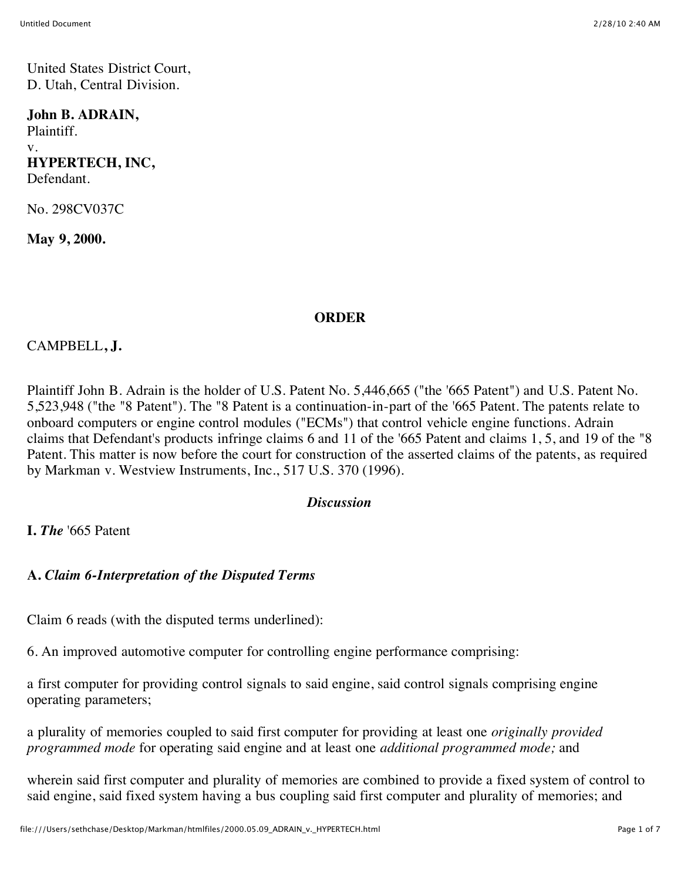United States District Court,
D. Utah, Central Division.

**John B. ADRAIN,**
Plaintiff.
v.
**HYPERTECH, INC,**
Defendant.

No. 298CV037C

**May 9, 2000.**

## ORDER

CAMPBELL**, J.**

Plaintiff John B. Adrain is the holder of U.S. Patent No. 5,446,665 ("the '665 Patent") and U.S. Patent No. 5,523,948 ("the "8 Patent"). The "8 Patent is a continuation-in-part of the '665 Patent. The patents relate to onboard computers or engine control modules ("ECMs") that control vehicle engine functions. Adrain claims that Defendant's products infringe claims 6 and 11 of the '665 Patent and claims 1, 5, and 19 of the "8 Patent. This matter is now before the court for construction of the asserted claims of the patents, as required by Markman v. Westview Instruments, Inc., 517 U.S. 370 (1996).

### *Discussion*

**I.** ***The*** '665 Patent

**A.** ***Claim 6-Interpretation of the Disputed Terms***

Claim 6 reads (with the disputed terms underlined):

6. An improved automotive computer for controlling engine performance comprising:

a first computer for providing control signals to said engine, said control signals comprising engine operating parameters;

a plurality of memories coupled to said first computer for providing at least one *originally provided programmed mode* for operating said engine and at least one *additional programmed mode;* and

wherein said first computer and plurality of memories are combined to provide a fixed system of control to said engine, said fixed system having a bus coupling said first computer and plurality of memories; and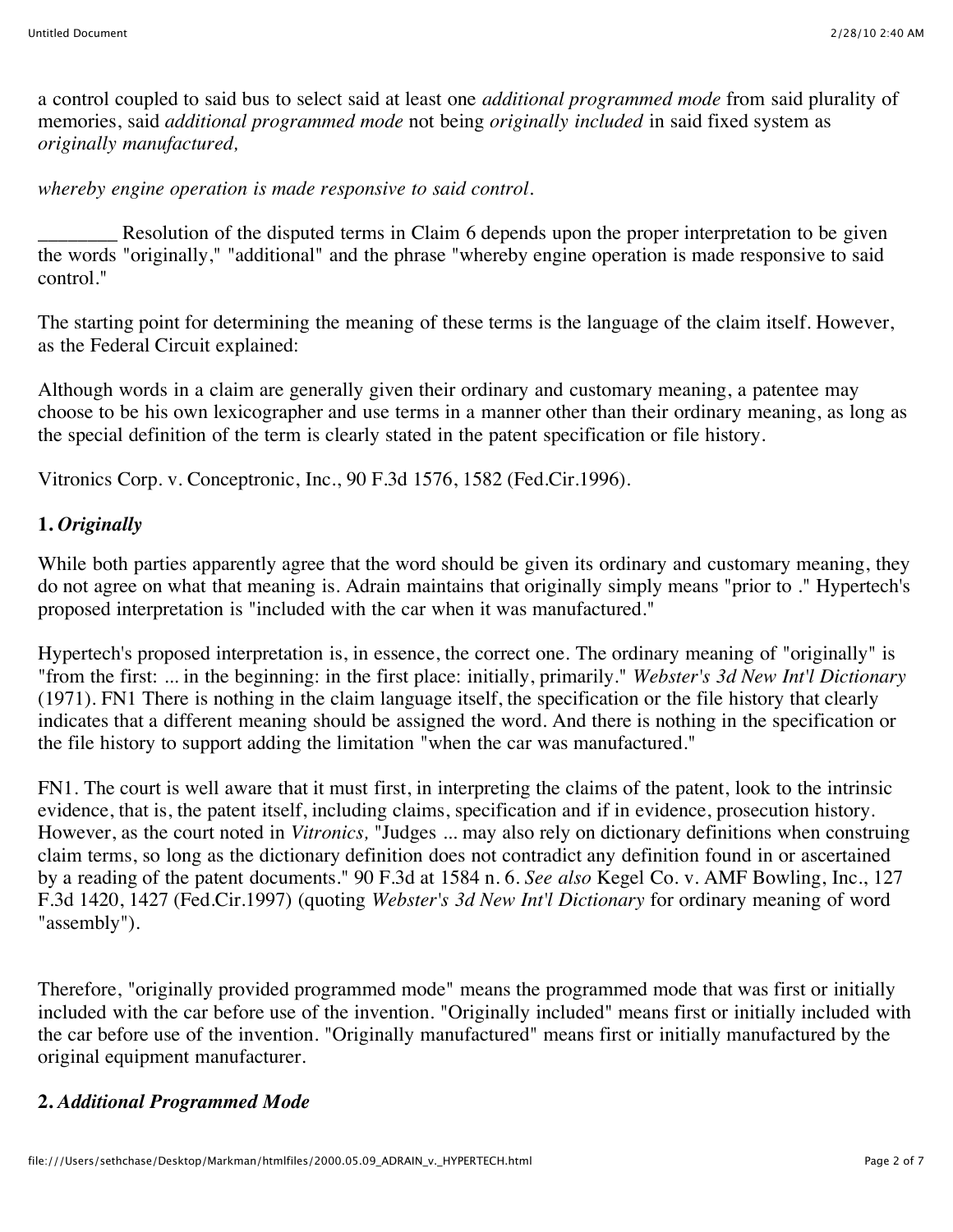a control coupled to said bus to select said at least one *additional programmed mode* from said plurality of memories, said *additional programmed mode* not being *originally included* in said fixed system as *originally manufactured,*

*whereby engine operation is made responsive to said control.*

________ Resolution of the disputed terms in Claim 6 depends upon the proper interpretation to be given the words "originally," "additional" and the phrase "whereby engine operation is made responsive to said control."

The starting point for determining the meaning of these terms is the language of the claim itself. However, as the Federal Circuit explained:

Although words in a claim are generally given their ordinary and customary meaning, a patentee may choose to be his own lexicographer and use terms in a manner other than their ordinary meaning, as long as the special definition of the term is clearly stated in the patent specification or file history.

Vitronics Corp. v. Conceptronic, Inc., 90 F.3d 1576, 1582 (Fed.Cir.1996).

**1.** ***Originally***

While both parties apparently agree that the word should be given its ordinary and customary meaning, they do not agree on what that meaning is. Adrain maintains that originally simply means "prior to ." Hypertech's proposed interpretation is "included with the car when it was manufactured."

Hypertech's proposed interpretation is, in essence, the correct one. The ordinary meaning of "originally" is "from the first: ... in the beginning: in the first place: initially, primarily." *Webster's 3d New Int'l Dictionary* (1971). FN1 There is nothing in the claim language itself, the specification or the file history that clearly indicates that a different meaning should be assigned the word. And there is nothing in the specification or the file history to support adding the limitation "when the car was manufactured."

FN1. The court is well aware that it must first, in interpreting the claims of the patent, look to the intrinsic evidence, that is, the patent itself, including claims, specification and if in evidence, prosecution history. However, as the court noted in *Vitronics,* "Judges ... may also rely on dictionary definitions when construing claim terms, so long as the dictionary definition does not contradict any definition found in or ascertained by a reading of the patent documents." 90 F.3d at 1584 n. 6. *See also* Kegel Co. v. AMF Bowling, Inc., 127 F.3d 1420, 1427 (Fed.Cir.1997) (quoting *Webster's 3d New Int'l Dictionary* for ordinary meaning of word "assembly").

Therefore, "originally provided programmed mode" means the programmed mode that was first or initially included with the car before use of the invention. "Originally included" means first or initially included with the car before use of the invention. "Originally manufactured" means first or initially manufactured by the original equipment manufacturer.

**2.** ***Additional Programmed Mode***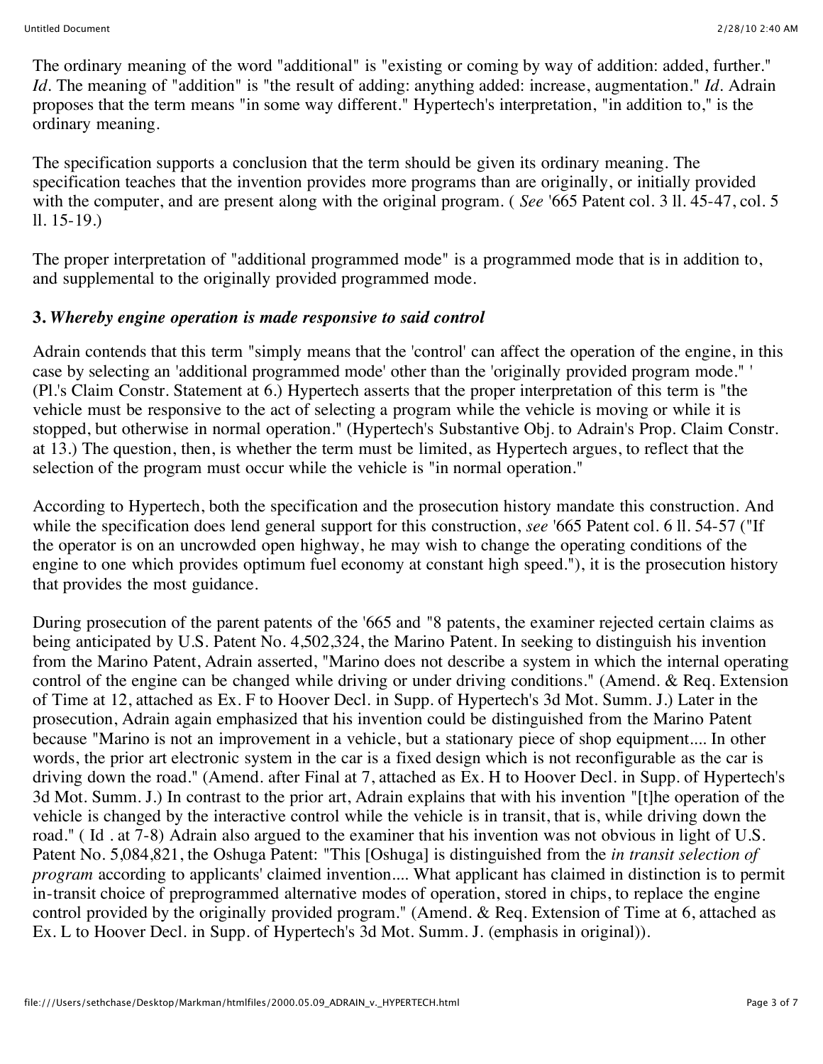The ordinary meaning of the word "additional" is "existing or coming by way of addition: added, further." *Id*. The meaning of "addition" is "the result of adding: anything added: increase, augmentation." *Id*. Adrain proposes that the term means "in some way different." Hypertech's interpretation, "in addition to," is the ordinary meaning.

The specification supports a conclusion that the term should be given its ordinary meaning. The specification teaches that the invention provides more programs than are originally, or initially provided with the computer, and are present along with the original program. ( *See* '665 Patent col. 3 ll. 45-47, col. 5 ll. 15-19.)

The proper interpretation of "additional programmed mode" is a programmed mode that is in addition to, and supplemental to the originally provided programmed mode.

**3.** ***Whereby engine operation is made responsive to said control***

Adrain contends that this term "simply means that the 'control' can affect the operation of the engine, in this case by selecting an 'additional programmed mode' other than the 'originally provided program mode." ' (Pl.'s Claim Constr. Statement at 6.) Hypertech asserts that the proper interpretation of this term is "the vehicle must be responsive to the act of selecting a program while the vehicle is moving or while it is stopped, but otherwise in normal operation." (Hypertech's Substantive Obj. to Adrain's Prop. Claim Constr. at 13.) The question, then, is whether the term must be limited, as Hypertech argues, to reflect that the selection of the program must occur while the vehicle is "in normal operation."

According to Hypertech, both the specification and the prosecution history mandate this construction. And while the specification does lend general support for this construction, *see* '665 Patent col. 6 ll. 54-57 ("If the operator is on an uncrowded open highway, he may wish to change the operating conditions of the engine to one which provides optimum fuel economy at constant high speed."), it is the prosecution history that provides the most guidance.

During prosecution of the parent patents of the '665 and "8 patents, the examiner rejected certain claims as being anticipated by U.S. Patent No. 4,502,324, the Marino Patent. In seeking to distinguish his invention from the Marino Patent, Adrain asserted, "Marino does not describe a system in which the internal operating control of the engine can be changed while driving or under driving conditions." (Amend. & Req. Extension of Time at 12, attached as Ex. F to Hoover Decl. in Supp. of Hypertech's 3d Mot. Summ. J.) Later in the prosecution, Adrain again emphasized that his invention could be distinguished from the Marino Patent because "Marino is not an improvement in a vehicle, but a stationary piece of shop equipment.... In other words, the prior art electronic system in the car is a fixed design which is not reconfigurable as the car is driving down the road." (Amend. after Final at 7, attached as Ex. H to Hoover Decl. in Supp. of Hypertech's 3d Mot. Summ. J.) In contrast to the prior art, Adrain explains that with his invention "[t]he operation of the vehicle is changed by the interactive control while the vehicle is in transit, that is, while driving down the road." ( Id . at 7-8) Adrain also argued to the examiner that his invention was not obvious in light of U.S. Patent No. 5,084,821, the Oshuga Patent: "This [Oshuga] is distinguished from the *in transit selection of program* according to applicants' claimed invention.... What applicant has claimed in distinction is to permit in-transit choice of preprogrammed alternative modes of operation, stored in chips, to replace the engine control provided by the originally provided program." (Amend. & Req. Extension of Time at 6, attached as Ex. L to Hoover Decl. in Supp. of Hypertech's 3d Mot. Summ. J. (emphasis in original)).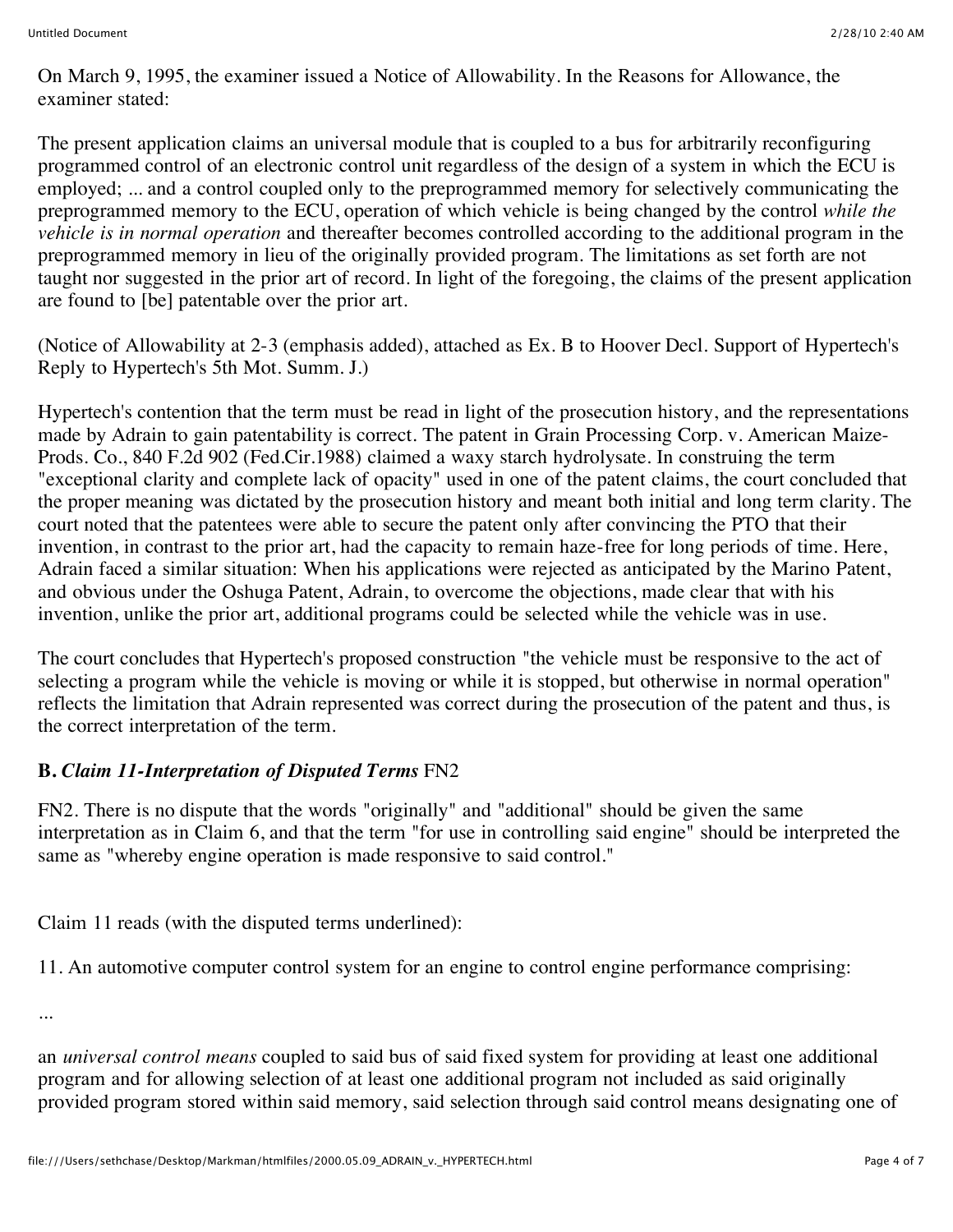On March 9, 1995, the examiner issued a Notice of Allowability. In the Reasons for Allowance, the examiner stated:

The present application claims an universal module that is coupled to a bus for arbitrarily reconfiguring programmed control of an electronic control unit regardless of the design of a system in which the ECU is employed; ... and a control coupled only to the preprogrammed memory for selectively communicating the preprogrammed memory to the ECU, operation of which vehicle is being changed by the control *while the vehicle is in normal operation* and thereafter becomes controlled according to the additional program in the preprogrammed memory in lieu of the originally provided program. The limitations as set forth are not taught nor suggested in the prior art of record. In light of the foregoing, the claims of the present application are found to [be] patentable over the prior art.

(Notice of Allowability at 2-3 (emphasis added), attached as Ex. B to Hoover Decl. Support of Hypertech's Reply to Hypertech's 5th Mot. Summ. J.)

Hypertech's contention that the term must be read in light of the prosecution history, and the representations made by Adrain to gain patentability is correct. The patent in Grain Processing Corp. v. American Maize-Prods. Co., 840 F.2d 902 (Fed.Cir.1988) claimed a waxy starch hydrolysate. In construing the term "exceptional clarity and complete lack of opacity" used in one of the patent claims, the court concluded that the proper meaning was dictated by the prosecution history and meant both initial and long term clarity. The court noted that the patentees were able to secure the patent only after convincing the PTO that their invention, in contrast to the prior art, had the capacity to remain haze-free for long periods of time. Here, Adrain faced a similar situation: When his applications were rejected as anticipated by the Marino Patent, and obvious under the Oshuga Patent, Adrain, to overcome the objections, made clear that with his invention, unlike the prior art, additional programs could be selected while the vehicle was in use.

The court concludes that Hypertech's proposed construction "the vehicle must be responsive to the act of selecting a program while the vehicle is moving or while it is stopped, but otherwise in normal operation" reflects the limitation that Adrain represented was correct during the prosecution of the patent and thus, is the correct interpretation of the term.

**B.** ***Claim 11-Interpretation of Disputed Terms*** FN2

FN2. There is no dispute that the words "originally" and "additional" should be given the same interpretation as in Claim 6, and that the term "for use in controlling said engine" should be interpreted the same as "whereby engine operation is made responsive to said control."

Claim 11 reads (with the disputed terms underlined):

11. An automotive computer control system for an engine to control engine performance comprising:

...

an *universal control means* coupled to said bus of said fixed system for providing at least one additional program and for allowing selection of at least one additional program not included as said originally provided program stored within said memory, said selection through said control means designating one of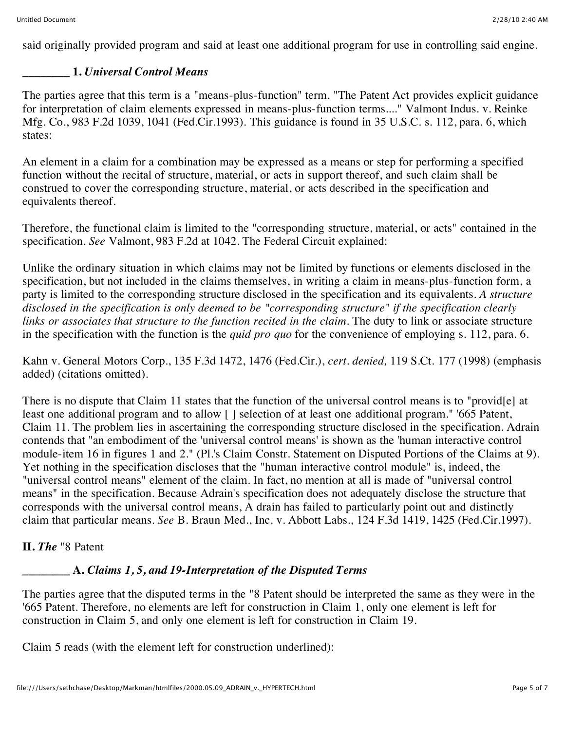said originally provided program and said at least one additional program for use in controlling said engine.

**________ 1.** ***Universal Control Means***

The parties agree that this term is a "means-plus-function" term. "The Patent Act provides explicit guidance for interpretation of claim elements expressed in means-plus-function terms...." Valmont Indus. v. Reinke Mfg. Co., 983 F.2d 1039, 1041 (Fed.Cir.1993). This guidance is found in 35 U.S.C. s. 112, para. 6, which states:

An element in a claim for a combination may be expressed as a means or step for performing a specified function without the recital of structure, material, or acts in support thereof, and such claim shall be construed to cover the corresponding structure, material, or acts described in the specification and equivalents thereof.

Therefore, the functional claim is limited to the "corresponding structure, material, or acts" contained in the specification. *See* Valmont, 983 F.2d at 1042. The Federal Circuit explained:

Unlike the ordinary situation in which claims may not be limited by functions or elements disclosed in the specification, but not included in the claims themselves, in writing a claim in means-plus-function form, a party is limited to the corresponding structure disclosed in the specification and its equivalents. *A structure disclosed in the specification is only deemed to be "corresponding structure" if the specification clearly links or associates that structure to the function recited in the claim.* The duty to link or associate structure in the specification with the function is the *quid pro quo* for the convenience of employing s. 112, para. 6.

Kahn v. General Motors Corp., 135 F.3d 1472, 1476 (Fed.Cir.), *cert. denied,* 119 S.Ct. 177 (1998) (emphasis added) (citations omitted).

There is no dispute that Claim 11 states that the function of the universal control means is to "provid[e] at least one additional program and to allow [ ] selection of at least one additional program." '665 Patent, Claim 11. The problem lies in ascertaining the corresponding structure disclosed in the specification. Adrain contends that "an embodiment of the 'universal control means' is shown as the 'human interactive control module-item 16 in figures 1 and 2." (Pl.'s Claim Constr. Statement on Disputed Portions of the Claims at 9). Yet nothing in the specification discloses that the "human interactive control module" is, indeed, the "universal control means" element of the claim. In fact, no mention at all is made of "universal control means" in the specification. Because Adrain's specification does not adequately disclose the structure that corresponds with the universal control means, A drain has failed to particularly point out and distinctly claim that particular means. *See* B. Braun Med., Inc. v. Abbott Labs., 124 F.3d 1419, 1425 (Fed.Cir.1997).

**II.** ***The*** "8 Patent

**________ A.** ***Claims 1, 5, and 19-Interpretation of the Disputed Terms***

The parties agree that the disputed terms in the "8 Patent should be interpreted the same as they were in the '665 Patent. Therefore, no elements are left for construction in Claim 1, only one element is left for construction in Claim 5, and only one element is left for construction in Claim 19.

Claim 5 reads (with the element left for construction underlined):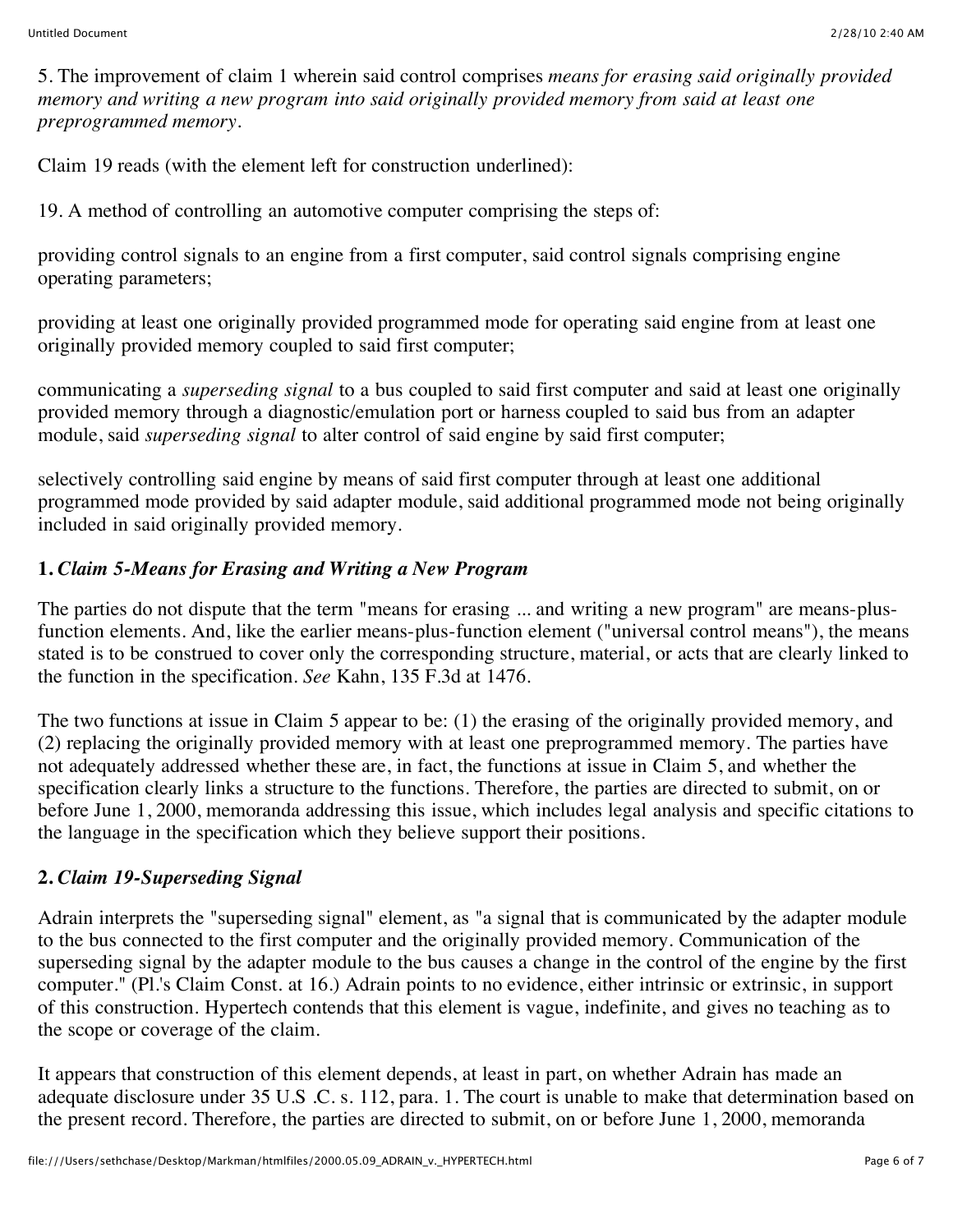5. The improvement of claim 1 wherein said control comprises *means for erasing said originally provided memory and writing a new program into said originally provided memory from said at least one preprogrammed memory*.

Claim 19 reads (with the element left for construction underlined):

19. A method of controlling an automotive computer comprising the steps of:

providing control signals to an engine from a first computer, said control signals comprising engine operating parameters;

providing at least one originally provided programmed mode for operating said engine from at least one originally provided memory coupled to said first computer;

communicating a *superseding signal* to a bus coupled to said first computer and said at least one originally provided memory through a diagnostic/emulation port or harness coupled to said bus from an adapter module, said *superseding signal* to alter control of said engine by said first computer;

selectively controlling said engine by means of said first computer through at least one additional programmed mode provided by said adapter module, said additional programmed mode not being originally included in said originally provided memory.

### 1. *Claim 5-Means for Erasing and Writing a New Program*

The parties do not dispute that the term "means for erasing ... and writing a new program" are means-plus-function elements. And, like the earlier means-plus-function element ("universal control means"), the means stated is to be construed to cover only the corresponding structure, material, or acts that are clearly linked to the function in the specification. *See* Kahn, 135 F.3d at 1476.

The two functions at issue in Claim 5 appear to be: (1) the erasing of the originally provided memory, and (2) replacing the originally provided memory with at least one preprogrammed memory. The parties have not adequately addressed whether these are, in fact, the functions at issue in Claim 5, and whether the specification clearly links a structure to the functions. Therefore, the parties are directed to submit, on or before June 1, 2000, memoranda addressing this issue, which includes legal analysis and specific citations to the language in the specification which they believe support their positions.

### 2. *Claim 19-Superseding Signal*

Adrain interprets the "superseding signal" element, as "a signal that is communicated by the adapter module to the bus connected to the first computer and the originally provided memory. Communication of the superseding signal by the adapter module to the bus causes a change in the control of the engine by the first computer." (Pl.'s Claim Const. at 16.) Adrain points to no evidence, either intrinsic or extrinsic, in support of this construction. Hypertech contends that this element is vague, indefinite, and gives no teaching as to the scope or coverage of the claim.

It appears that construction of this element depends, at least in part, on whether Adrain has made an adequate disclosure under 35 U.S .C. s. 112, para. 1. The court is unable to make that determination based on the present record. Therefore, the parties are directed to submit, on or before June 1, 2000, memoranda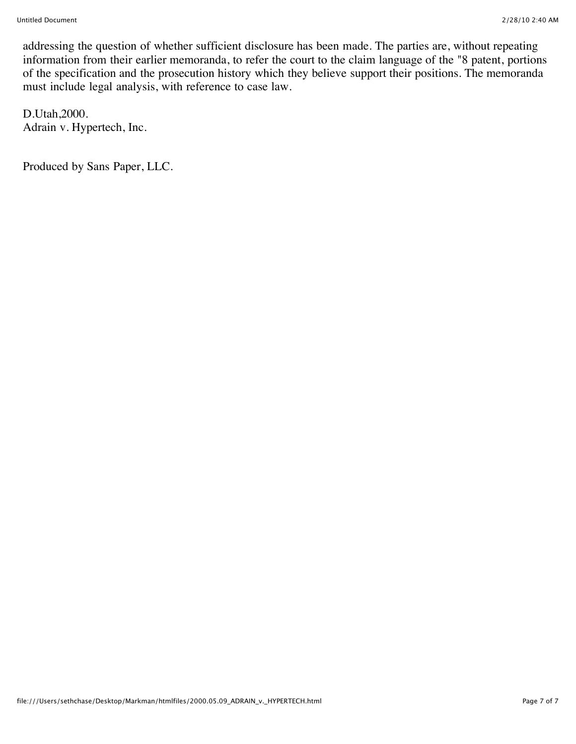addressing the question of whether sufficient disclosure has been made. The parties are, without repeating information from their earlier memoranda, to refer the court to the claim language of the "8 patent, portions of the specification and the prosecution history which they believe support their positions. The memoranda must include legal analysis, with reference to case law.

D.Utah,2000.
Adrain v. Hypertech, Inc.

Produced by Sans Paper, LLC.